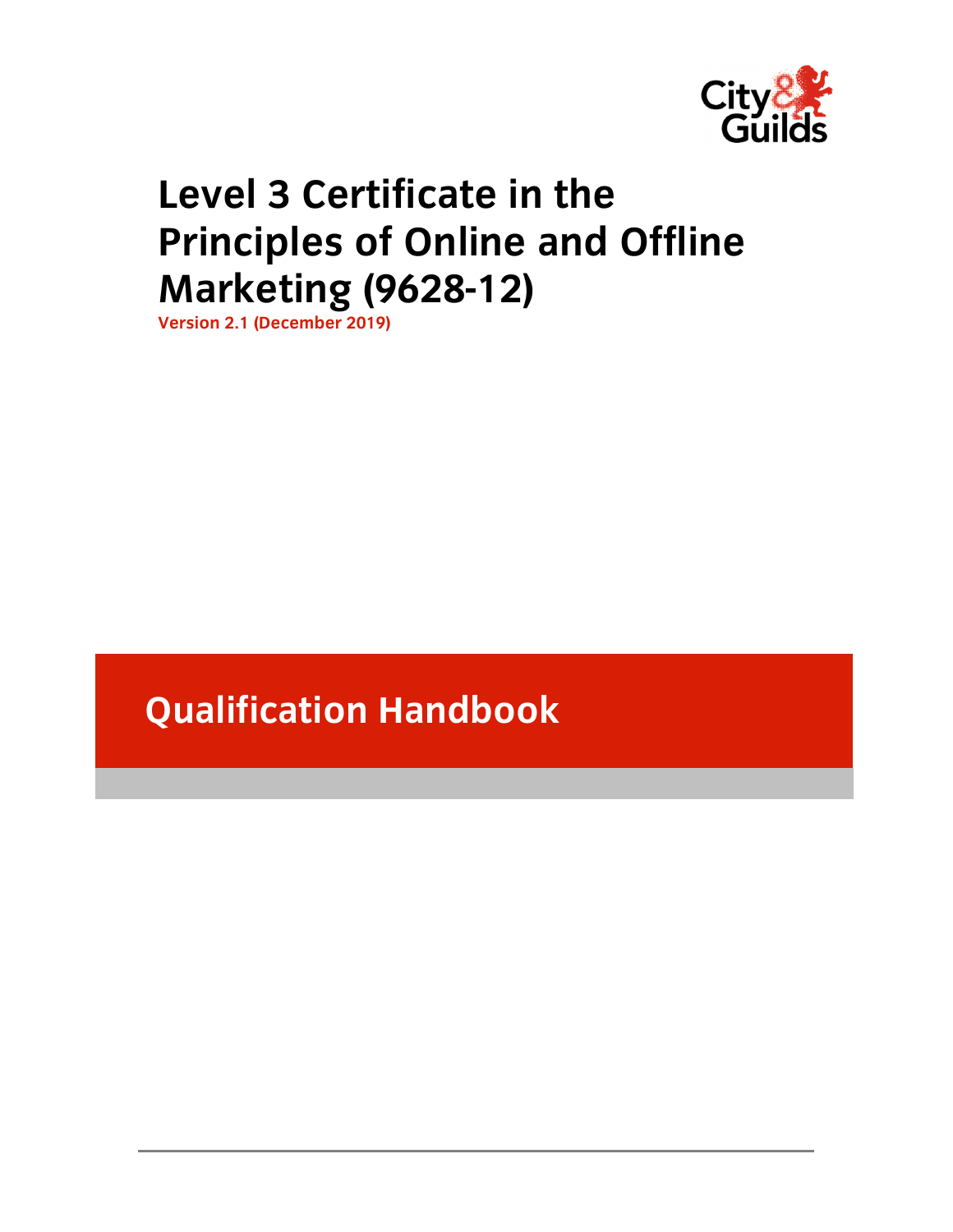City & Guilds

# Level 3 Certificate in the Principles of Online and Offline Marketing (9628-12)

**Version 2.1 (December 2019)**

## Qualification Handbook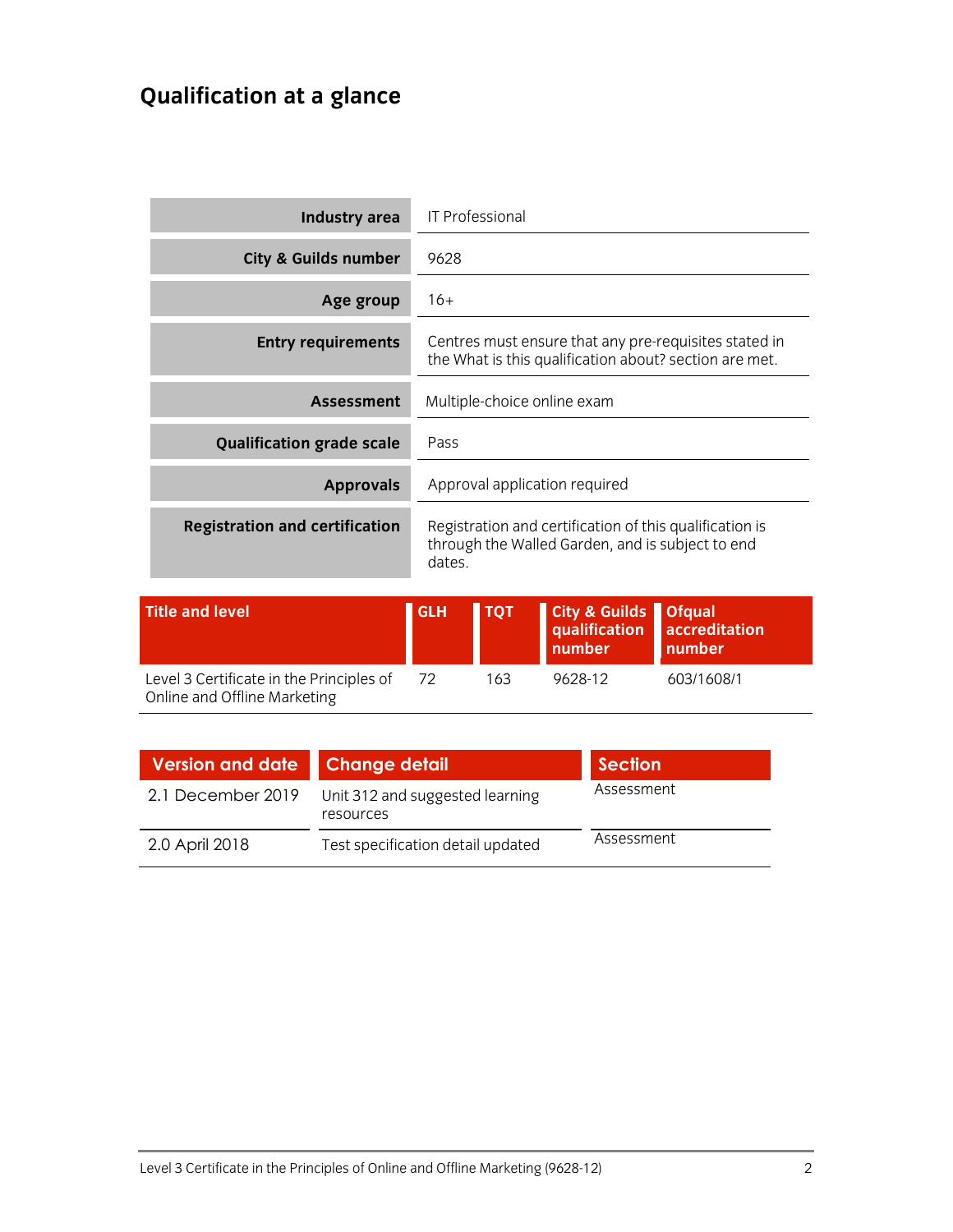## Qualification at a glance

| | |
|---|---|
| **Industry area** | IT Professional |
| **City & Guilds number** | 9628 |
| **Age group** | 16+ |
| **Entry requirements** | Centres must ensure that any pre-requisites stated in the What is this qualification about? section are met. |
| **Assessment** | Multiple-choice online exam |
| **Qualification grade scale** | Pass |
| **Approvals** | Approval application required |
| **Registration and certification** | Registration and certification of this qualification is through the Walled Garden, and is subject to end dates. |

| Title and level | GLH | TQT | City & Guilds qualification number | Ofqual accreditation number |
|---|---|---|---|---|
| Level 3 Certificate in the Principles of Online and Offline Marketing | 72 | 163 | 9628-12 | 603/1608/1 |

| Version and date | Change detail | Section |
|---|---|---|
| 2.1 December 2019 | Unit 312 and suggested learning resources | Assessment |
| 2.0 April 2018 | Test specification detail updated | Assessment |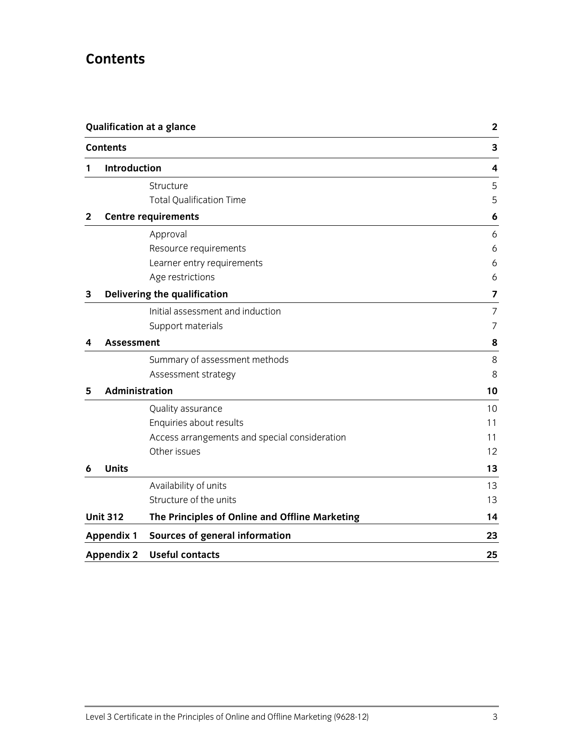# Contents

| | | |
|---|---|---|
| **Qualification at a glance** | | **2** |
| **Contents** | | **3** |
| **1** | **Introduction** | **4** |
| | Structure | 5 |
| | Total Qualification Time | 5 |
| **2** | **Centre requirements** | **6** |
| | Approval | 6 |
| | Resource requirements | 6 |
| | Learner entry requirements | 6 |
| | Age restrictions | 6 |
| **3** | **Delivering the qualification** | **7** |
| | Initial assessment and induction | 7 |
| | Support materials | 7 |
| **4** | **Assessment** | **8** |
| | Summary of assessment methods | 8 |
| | Assessment strategy | 8 |
| **5** | **Administration** | **10** |
| | Quality assurance | 10 |
| | Enquiries about results | 11 |
| | Access arrangements and special consideration | 11 |
| | Other issues | 12 |
| **6** | **Units** | **13** |
| | Availability of units | 13 |
| | Structure of the units | 13 |
| **Unit 312** | **The Principles of Online and Offline Marketing** | **14** |
| **Appendix 1** | **Sources of general information** | **23** |
| **Appendix 2** | **Useful contacts** | **25** |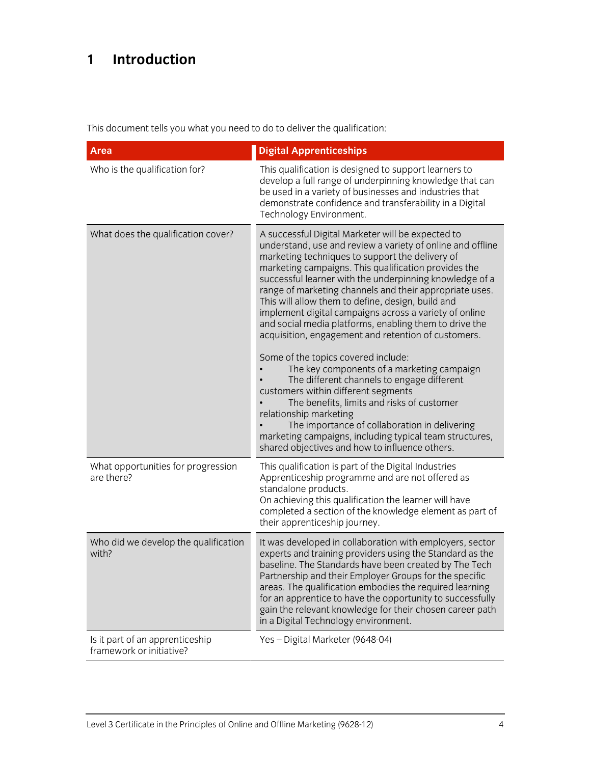# 1 Introduction

This document tells you what you need to do to deliver the qualification:

| Area | Digital Apprenticeships |
|---|---|
| Who is the qualification for? | This qualification is designed to support learners to develop a full range of underpinning knowledge that can be used in a variety of businesses and industries that demonstrate confidence and transferability in a Digital Technology Environment. |
| What does the qualification cover? | A successful Digital Marketer will be expected to understand, use and review a variety of online and offline marketing techniques to support the delivery of marketing campaigns. This qualification provides the successful learner with the underpinning knowledge of a range of marketing channels and their appropriate uses. This will allow them to define, design, build and implement digital campaigns across a variety of online and social media platforms, enabling them to drive the acquisition, engagement and retention of customers.<br><br>Some of the topics covered include:<br>• The key components of a marketing campaign<br>• The different channels to engage different customers within different segments<br>• The benefits, limits and risks of customer relationship marketing<br>• The importance of collaboration in delivering marketing campaigns, including typical team structures, shared objectives and how to influence others. |
| What opportunities for progression are there? | This qualification is part of the Digital Industries Apprenticeship programme and are not offered as standalone products.<br>On achieving this qualification the learner will have completed a section of the knowledge element as part of their apprenticeship journey. |
| Who did we develop the qualification with? | It was developed in collaboration with employers, sector experts and training providers using the Standard as the baseline. The Standards have been created by The Tech Partnership and their Employer Groups for the specific areas. The qualification embodies the required learning for an apprentice to have the opportunity to successfully gain the relevant knowledge for their chosen career path in a Digital Technology environment. |
| Is it part of an apprenticeship framework or initiative? | Yes – Digital Marketer (9648-04) |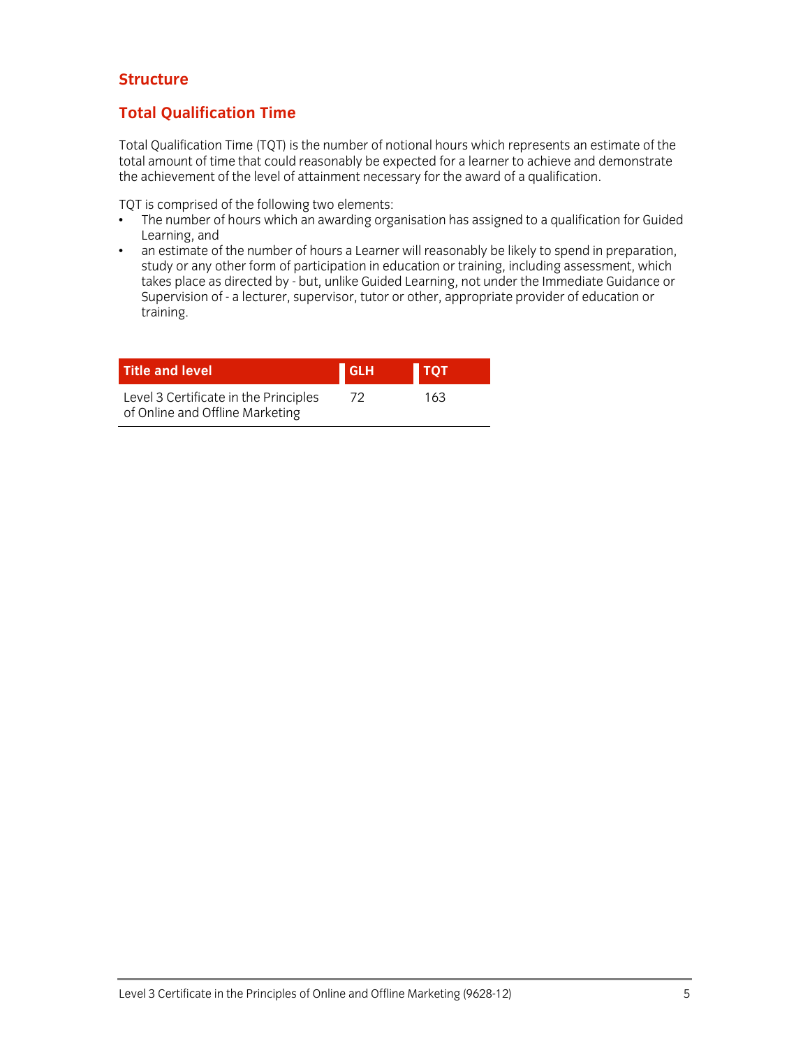## Structure

## Total Qualification Time

Total Qualification Time (TQT) is the number of notional hours which represents an estimate of the total amount of time that could reasonably be expected for a learner to achieve and demonstrate the achievement of the level of attainment necessary for the award of a qualification.

TQT is comprised of the following two elements:

- The number of hours which an awarding organisation has assigned to a qualification for Guided Learning, and
- an estimate of the number of hours a Learner will reasonably be likely to spend in preparation, study or any other form of participation in education or training, including assessment, which takes place as directed by - but, unlike Guided Learning, not under the Immediate Guidance or Supervision of - a lecturer, supervisor, tutor or other, appropriate provider of education or training.

| Title and level | GLH | TQT |
|---|---|---|
| Level 3 Certificate in the Principles of Online and Offline Marketing | 72 | 163 |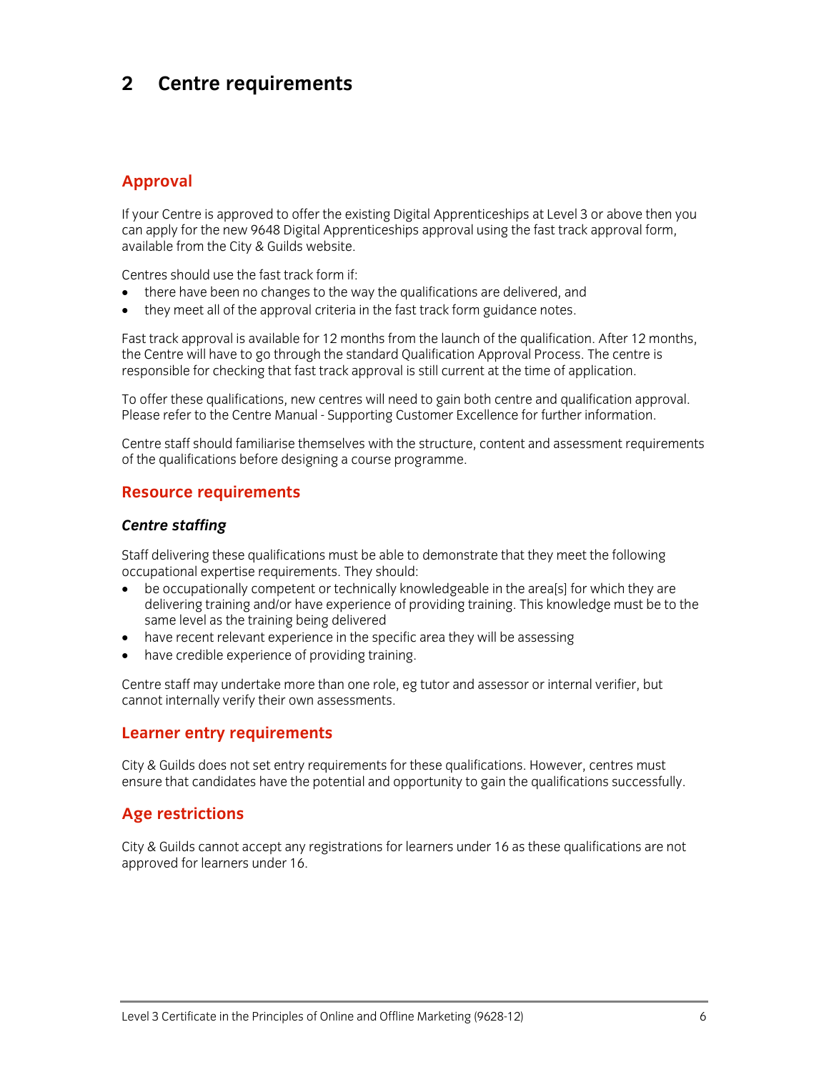# 2 Centre requirements

## Approval

If your Centre is approved to offer the existing Digital Apprenticeships at Level 3 or above then you can apply for the new 9648 Digital Apprenticeships approval using the fast track approval form, available from the City & Guilds website.

Centres should use the fast track form if:

- there have been no changes to the way the qualifications are delivered, and
- they meet all of the approval criteria in the fast track form guidance notes.

Fast track approval is available for 12 months from the launch of the qualification. After 12 months, the Centre will have to go through the standard Qualification Approval Process. The centre is responsible for checking that fast track approval is still current at the time of application.

To offer these qualifications, new centres will need to gain both centre and qualification approval. Please refer to the Centre Manual - Supporting Customer Excellence for further information.

Centre staff should familiarise themselves with the structure, content and assessment requirements of the qualifications before designing a course programme.

## Resource requirements

### *Centre staffing*

Staff delivering these qualifications must be able to demonstrate that they meet the following occupational expertise requirements. They should:

- be occupationally competent or technically knowledgeable in the area[s] for which they are delivering training and/or have experience of providing training. This knowledge must be to the same level as the training being delivered
- have recent relevant experience in the specific area they will be assessing
- have credible experience of providing training.

Centre staff may undertake more than one role, eg tutor and assessor or internal verifier, but cannot internally verify their own assessments.

## Learner entry requirements

City & Guilds does not set entry requirements for these qualifications. However, centres must ensure that candidates have the potential and opportunity to gain the qualifications successfully.

## Age restrictions

City & Guilds cannot accept any registrations for learners under 16 as these qualifications are not approved for learners under 16.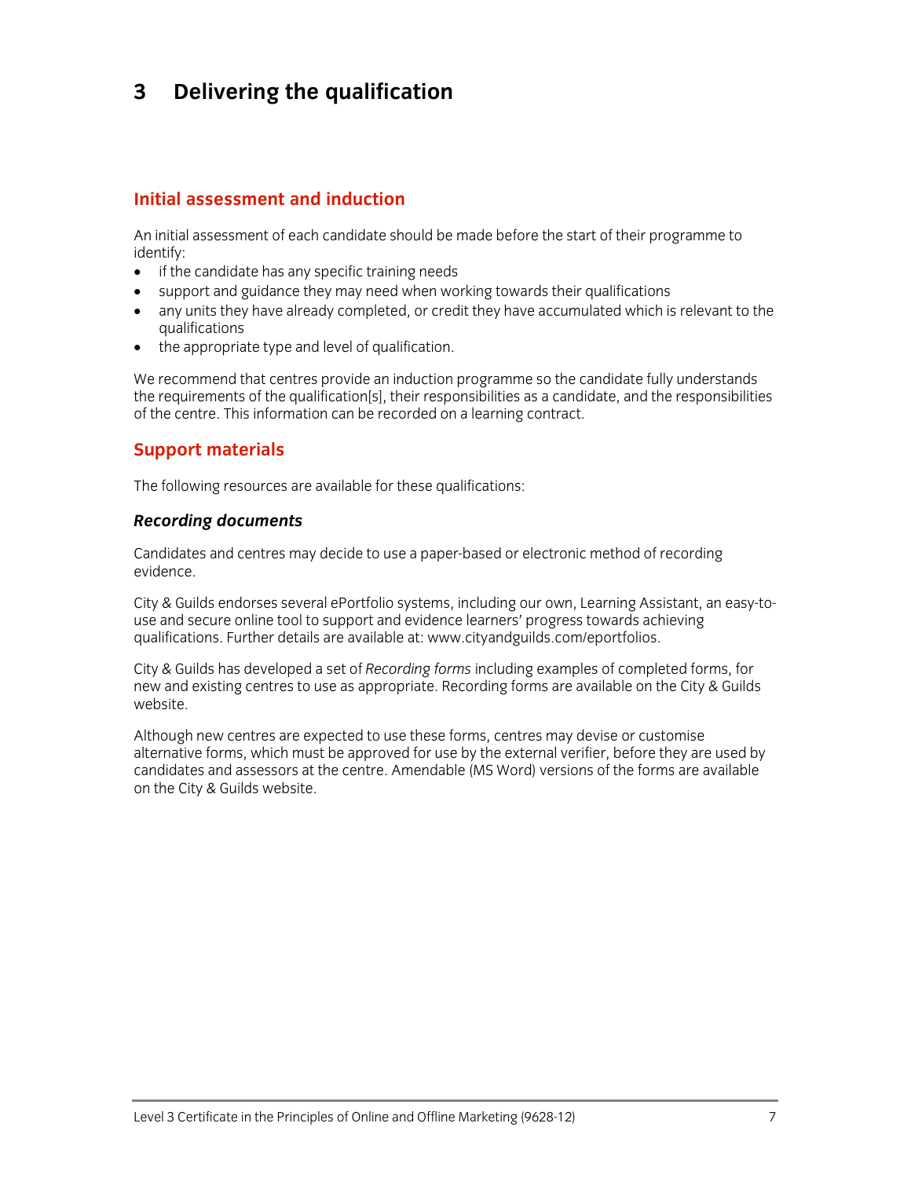# 3 Delivering the qualification

## Initial assessment and induction

An initial assessment of each candidate should be made before the start of their programme to identify:

- if the candidate has any specific training needs
- support and guidance they may need when working towards their qualifications
- any units they have already completed, or credit they have accumulated which is relevant to the qualifications
- the appropriate type and level of qualification.

We recommend that centres provide an induction programme so the candidate fully understands the requirements of the qualification[s], their responsibilities as a candidate, and the responsibilities of the centre. This information can be recorded on a learning contract.

## Support materials

The following resources are available for these qualifications:

### *Recording documents*

Candidates and centres may decide to use a paper-based or electronic method of recording evidence.

City & Guilds endorses several ePortfolio systems, including our own, Learning Assistant, an easy-to-use and secure online tool to support and evidence learners' progress towards achieving qualifications. Further details are available at: www.cityandguilds.com/eportfolios.

City & Guilds has developed a set of *Recording forms* including examples of completed forms, for new and existing centres to use as appropriate. Recording forms are available on the City & Guilds website.

Although new centres are expected to use these forms, centres may devise or customise alternative forms, which must be approved for use by the external verifier, before they are used by candidates and assessors at the centre. Amendable (MS Word) versions of the forms are available on the City & Guilds website.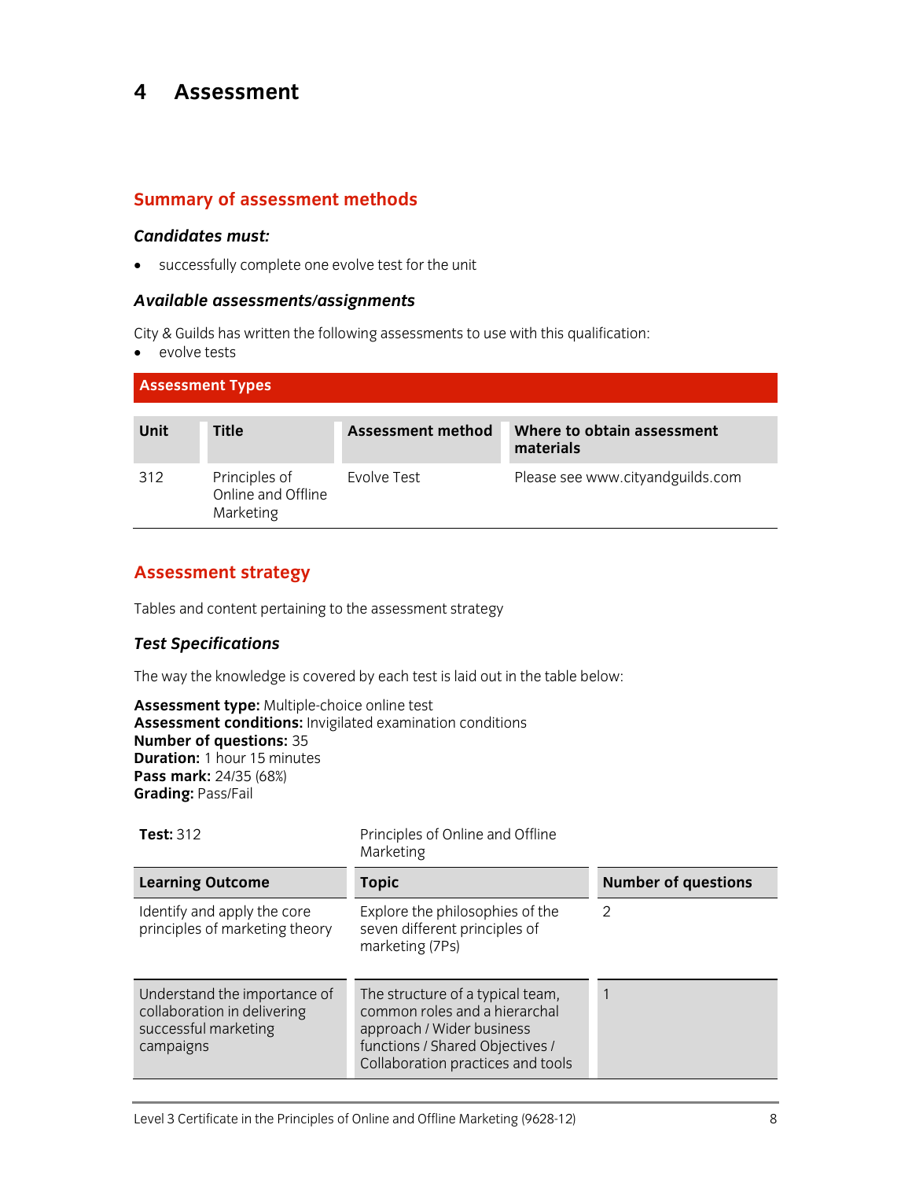# 4 Assessment

## Summary of assessment methods

### *Candidates must:*

- successfully complete one evolve test for the unit

### *Available assessments/assignments*

City & Guilds has written the following assessments to use with this qualification:
- evolve tests

**Assessment Types**

| Unit | Title | Assessment method | Where to obtain assessment materials |
|---|---|---|---|
| 312 | Principles of Online and Offline Marketing | Evolve Test | Please see www.cityandguilds.com |

## Assessment strategy

Tables and content pertaining to the assessment strategy

### *Test Specifications*

The way the knowledge is covered by each test is laid out in the table below:

**Assessment type:** Multiple-choice online test
**Assessment conditions:** Invigilated examination conditions
**Number of questions:** 35
**Duration:** 1 hour 15 minutes
**Pass mark:** 24/35 (68%)
**Grading:** Pass/Fail

| **Test:** 312 | Principles of Online and Offline Marketing | |
|---|---|---|
| **Learning Outcome** | **Topic** | **Number of questions** |
| Identify and apply the core principles of marketing theory | Explore the philosophies of the seven different principles of marketing (7Ps) | 2 |
| Understand the importance of collaboration in delivering successful marketing campaigns | The structure of a typical team, common roles and a hierarchal approach / Wider business functions / Shared Objectives / Collaboration practices and tools | 1 |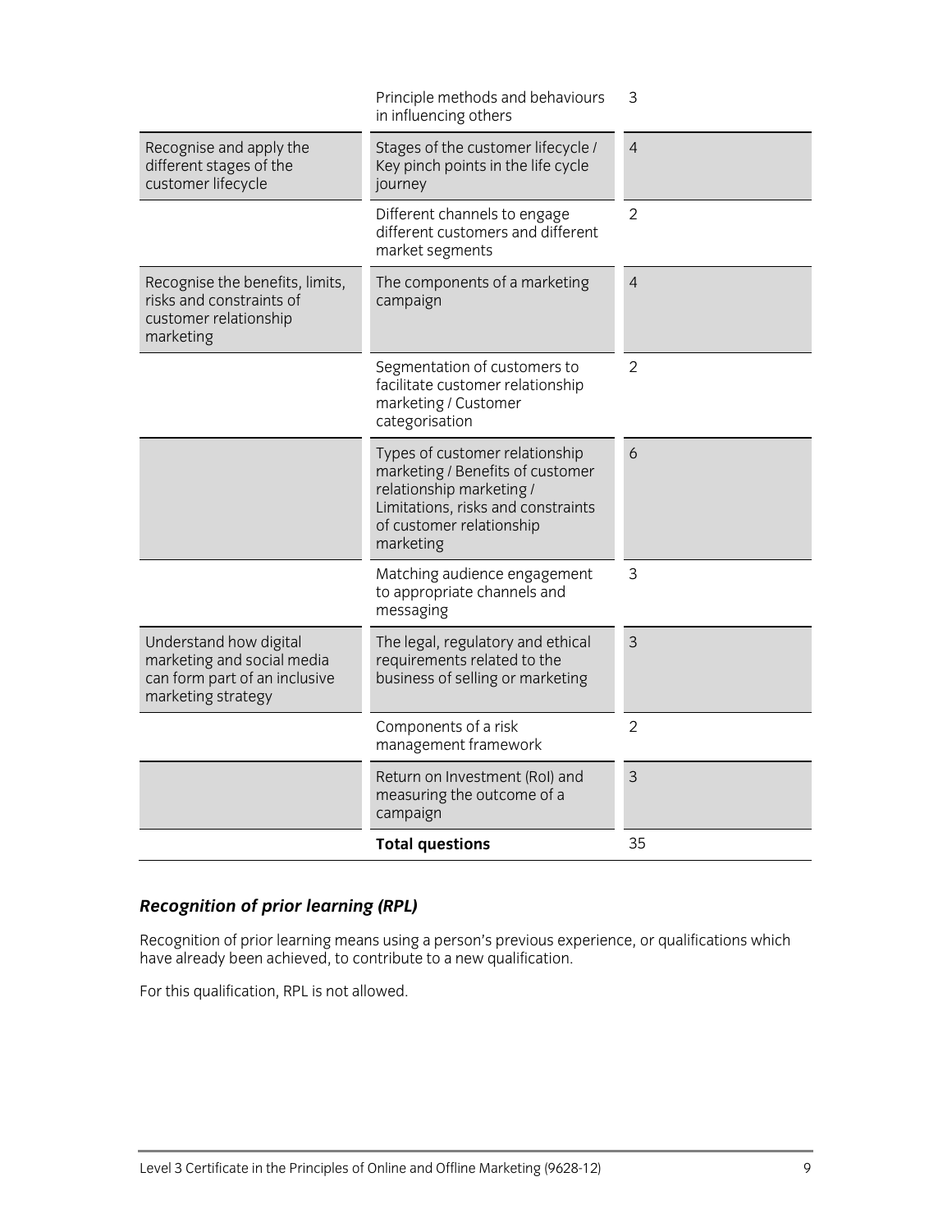| | | |
|---|---|---|
| | Principle methods and behaviours in influencing others | 3 |
| Recognise and apply the different stages of the customer lifecycle | Stages of the customer lifecycle / Key pinch points in the life cycle journey | 4 |
| | Different channels to engage different customers and different market segments | 2 |
| Recognise the benefits, limits, risks and constraints of customer relationship marketing | The components of a marketing campaign | 4 |
| | Segmentation of customers to facilitate customer relationship marketing / Customer categorisation | 2 |
| | Types of customer relationship marketing / Benefits of customer relationship marketing / Limitations, risks and constraints of customer relationship marketing | 6 |
| | Matching audience engagement to appropriate channels and messaging | 3 |
| Understand how digital marketing and social media can form part of an inclusive marketing strategy | The legal, regulatory and ethical requirements related to the business of selling or marketing | 3 |
| | Components of a risk management framework | 2 |
| | Return on Investment (RoI) and measuring the outcome of a campaign | 3 |
| | **Total questions** | 35 |

### *Recognition of prior learning (RPL)*

Recognition of prior learning means using a person's previous experience, or qualifications which have already been achieved, to contribute to a new qualification.

For this qualification, RPL is not allowed.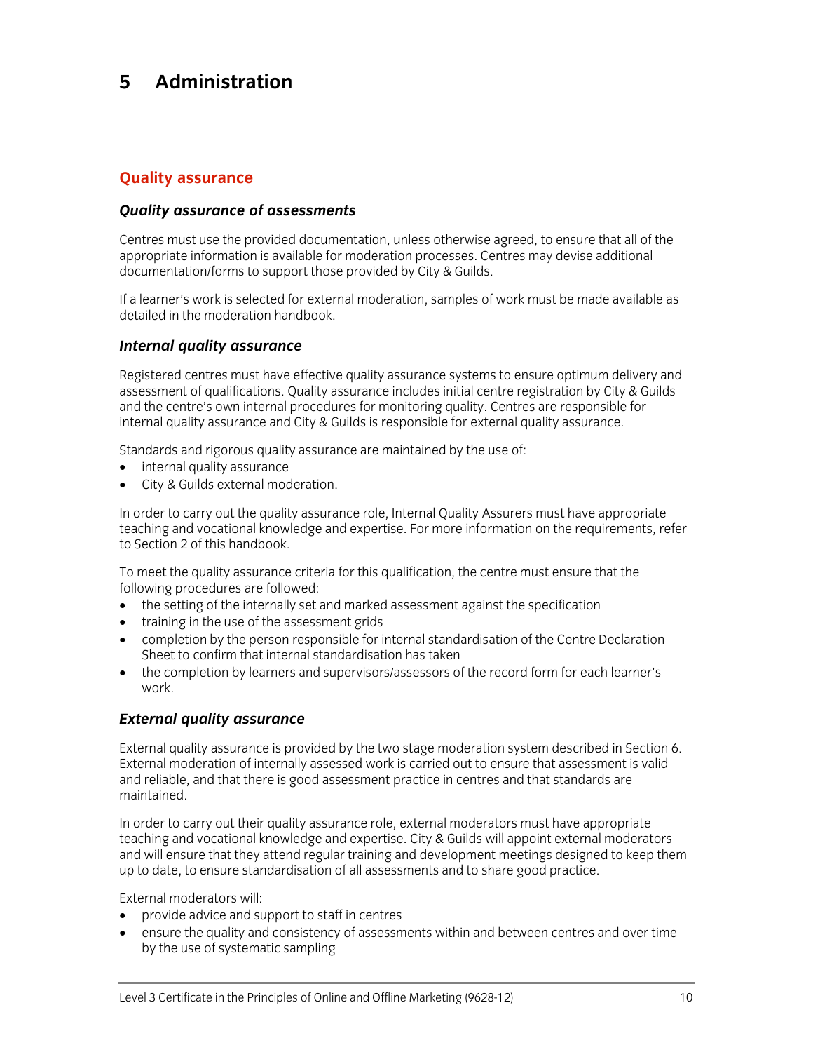# 5 Administration

## Quality assurance

### *Quality assurance of assessments*

Centres must use the provided documentation, unless otherwise agreed, to ensure that all of the appropriate information is available for moderation processes. Centres may devise additional documentation/forms to support those provided by City & Guilds.

If a learner's work is selected for external moderation, samples of work must be made available as detailed in the moderation handbook.

### *Internal quality assurance*

Registered centres must have effective quality assurance systems to ensure optimum delivery and assessment of qualifications. Quality assurance includes initial centre registration by City & Guilds and the centre's own internal procedures for monitoring quality. Centres are responsible for internal quality assurance and City & Guilds is responsible for external quality assurance.

Standards and rigorous quality assurance are maintained by the use of:

- internal quality assurance
- City & Guilds external moderation.

In order to carry out the quality assurance role, Internal Quality Assurers must have appropriate teaching and vocational knowledge and expertise. For more information on the requirements, refer to Section 2 of this handbook.

To meet the quality assurance criteria for this qualification, the centre must ensure that the following procedures are followed:

- the setting of the internally set and marked assessment against the specification
- training in the use of the assessment grids
- completion by the person responsible for internal standardisation of the Centre Declaration Sheet to confirm that internal standardisation has taken
- the completion by learners and supervisors/assessors of the record form for each learner's work.

### *External quality assurance*

External quality assurance is provided by the two stage moderation system described in Section 6. External moderation of internally assessed work is carried out to ensure that assessment is valid and reliable, and that there is good assessment practice in centres and that standards are maintained.

In order to carry out their quality assurance role, external moderators must have appropriate teaching and vocational knowledge and expertise. City & Guilds will appoint external moderators and will ensure that they attend regular training and development meetings designed to keep them up to date, to ensure standardisation of all assessments and to share good practice.

External moderators will:

- provide advice and support to staff in centres
- ensure the quality and consistency of assessments within and between centres and over time by the use of systematic sampling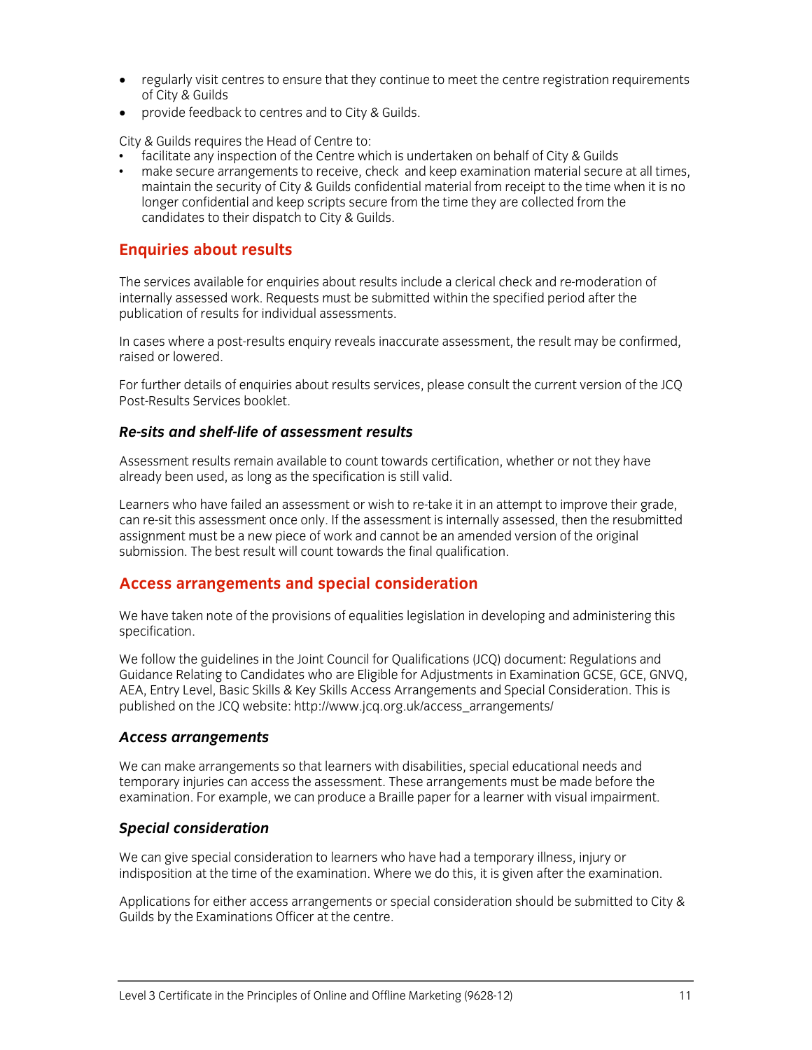- regularly visit centres to ensure that they continue to meet the centre registration requirements of City & Guilds
- provide feedback to centres and to City & Guilds.

City & Guilds requires the Head of Centre to:

- facilitate any inspection of the Centre which is undertaken on behalf of City & Guilds
- make secure arrangements to receive, check and keep examination material secure at all times, maintain the security of City & Guilds confidential material from receipt to the time when it is no longer confidential and keep scripts secure from the time they are collected from the candidates to their dispatch to City & Guilds.

## Enquiries about results

The services available for enquiries about results include a clerical check and re-moderation of internally assessed work. Requests must be submitted within the specified period after the publication of results for individual assessments.

In cases where a post-results enquiry reveals inaccurate assessment, the result may be confirmed, raised or lowered.

For further details of enquiries about results services, please consult the current version of the JCQ Post-Results Services booklet.

### *Re-sits and shelf-life of assessment results*

Assessment results remain available to count towards certification, whether or not they have already been used, as long as the specification is still valid.

Learners who have failed an assessment or wish to re-take it in an attempt to improve their grade, can re-sit this assessment once only. If the assessment is internally assessed, then the resubmitted assignment must be a new piece of work and cannot be an amended version of the original submission. The best result will count towards the final qualification.

## Access arrangements and special consideration

We have taken note of the provisions of equalities legislation in developing and administering this specification.

We follow the guidelines in the Joint Council for Qualifications (JCQ) document: Regulations and Guidance Relating to Candidates who are Eligible for Adjustments in Examination GCSE, GCE, GNVQ, AEA, Entry Level, Basic Skills & Key Skills Access Arrangements and Special Consideration. This is published on the JCQ website: http://www.jcq.org.uk/access_arrangements/

### *Access arrangements*

We can make arrangements so that learners with disabilities, special educational needs and temporary injuries can access the assessment. These arrangements must be made before the examination. For example, we can produce a Braille paper for a learner with visual impairment.

### *Special consideration*

We can give special consideration to learners who have had a temporary illness, injury or indisposition at the time of the examination. Where we do this, it is given after the examination.

Applications for either access arrangements or special consideration should be submitted to City & Guilds by the Examinations Officer at the centre.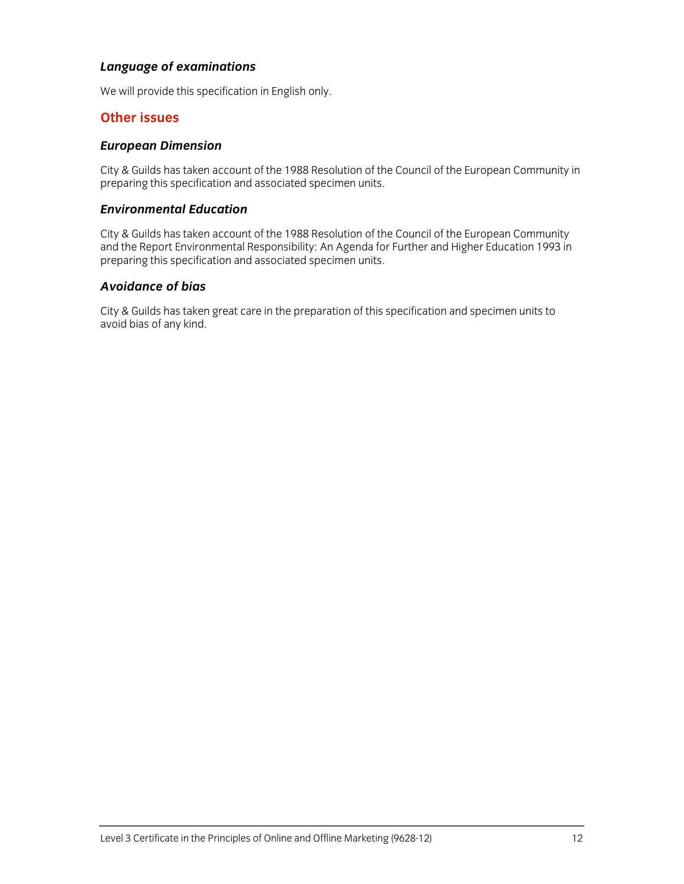### *Language of examinations*

We will provide this specification in English only.

## Other issues

### *European Dimension*

City & Guilds has taken account of the 1988 Resolution of the Council of the European Community in preparing this specification and associated specimen units.

### *Environmental Education*

City & Guilds has taken account of the 1988 Resolution of the Council of the European Community and the Report Environmental Responsibility: An Agenda for Further and Higher Education 1993 in preparing this specification and associated specimen units.

### *Avoidance of bias*

City & Guilds has taken great care in the preparation of this specification and specimen units to avoid bias of any kind.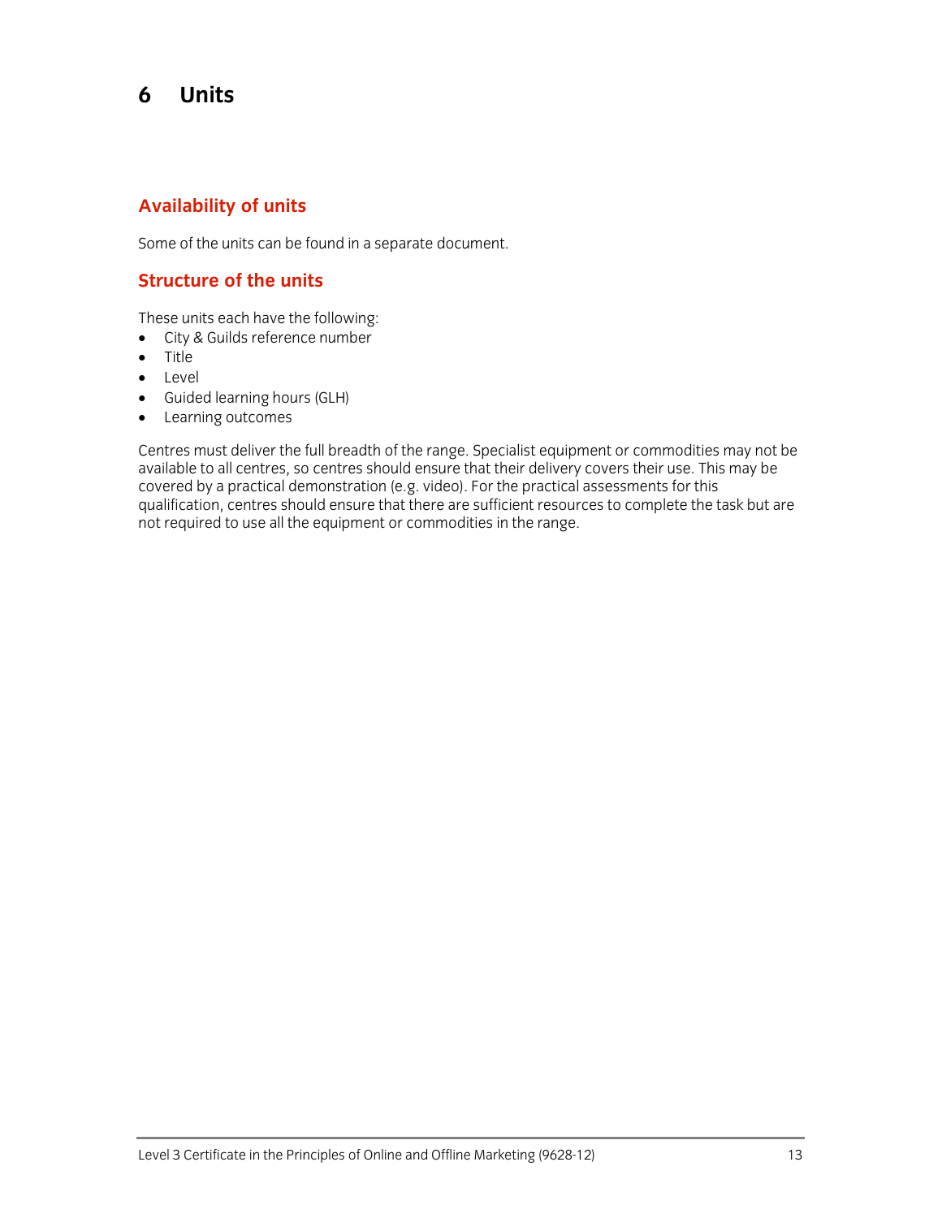# 6 Units

## Availability of units

Some of the units can be found in a separate document.

## Structure of the units

These units each have the following:

- City & Guilds reference number
- Title
- Level
- Guided learning hours (GLH)
- Learning outcomes

Centres must deliver the full breadth of the range. Specialist equipment or commodities may not be available to all centres, so centres should ensure that their delivery covers their use. This may be covered by a practical demonstration (e.g. video). For the practical assessments for this qualification, centres should ensure that there are sufficient resources to complete the task but are not required to use all the equipment or commodities in the range.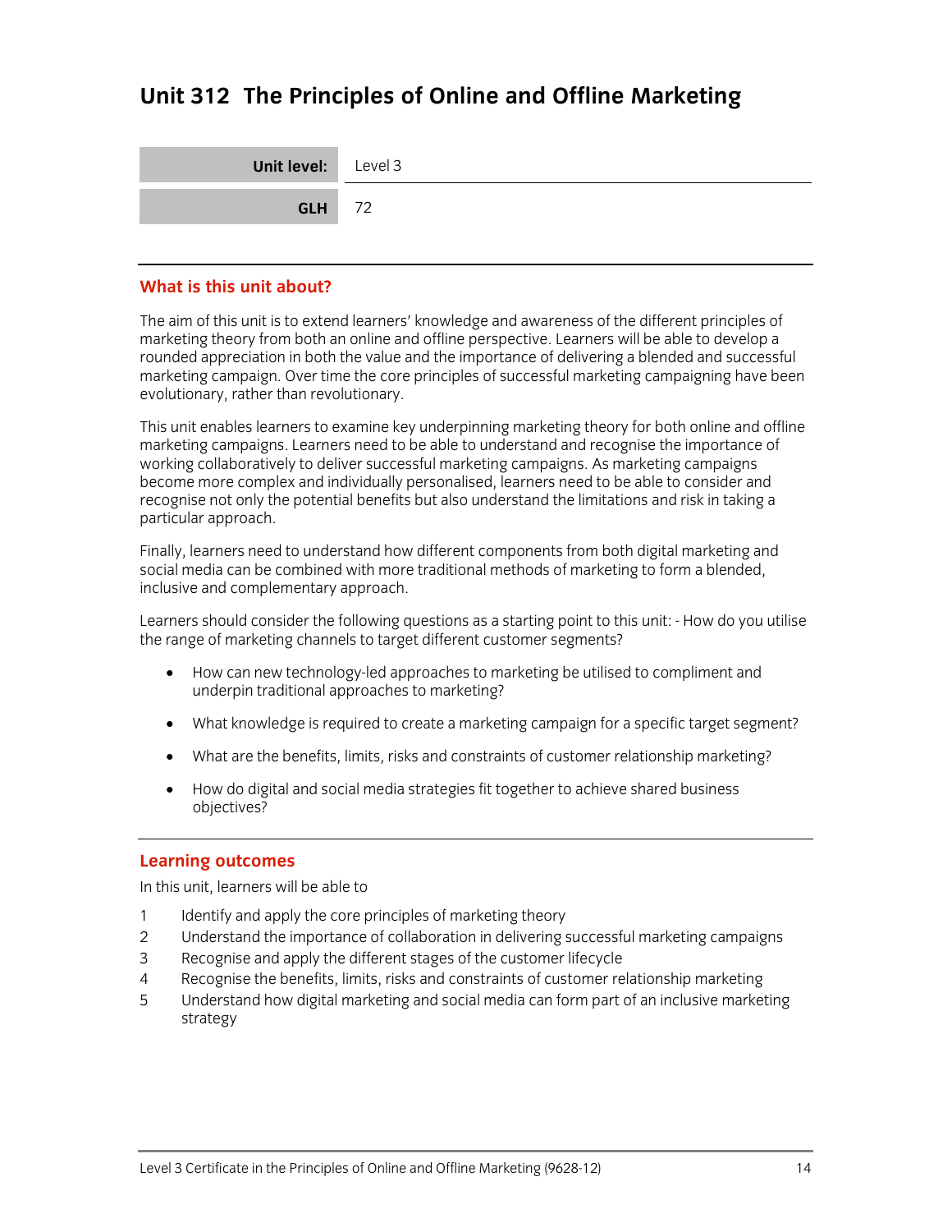# Unit 312 The Principles of Online and Offline Marketing

| **Unit level:** | Level 3 |
|---|---|
| **GLH** | 72 |

## What is this unit about?

The aim of this unit is to extend learners' knowledge and awareness of the different principles of marketing theory from both an online and offline perspective. Learners will be able to develop a rounded appreciation in both the value and the importance of delivering a blended and successful marketing campaign. Over time the core principles of successful marketing campaigning have been evolutionary, rather than revolutionary.

This unit enables learners to examine key underpinning marketing theory for both online and offline marketing campaigns. Learners need to be able to understand and recognise the importance of working collaboratively to deliver successful marketing campaigns. As marketing campaigns become more complex and individually personalised, learners need to be able to consider and recognise not only the potential benefits but also understand the limitations and risk in taking a particular approach.

Finally, learners need to understand how different components from both digital marketing and social media can be combined with more traditional methods of marketing to form a blended, inclusive and complementary approach.

Learners should consider the following questions as a starting point to this unit: - How do you utilise the range of marketing channels to target different customer segments?

- How can new technology-led approaches to marketing be utilised to compliment and underpin traditional approaches to marketing?
- What knowledge is required to create a marketing campaign for a specific target segment?
- What are the benefits, limits, risks and constraints of customer relationship marketing?
- How do digital and social media strategies fit together to achieve shared business objectives?

## Learning outcomes

In this unit, learners will be able to

1. Identify and apply the core principles of marketing theory
2. Understand the importance of collaboration in delivering successful marketing campaigns
3. Recognise and apply the different stages of the customer lifecycle
4. Recognise the benefits, limits, risks and constraints of customer relationship marketing
5. Understand how digital marketing and social media can form part of an inclusive marketing strategy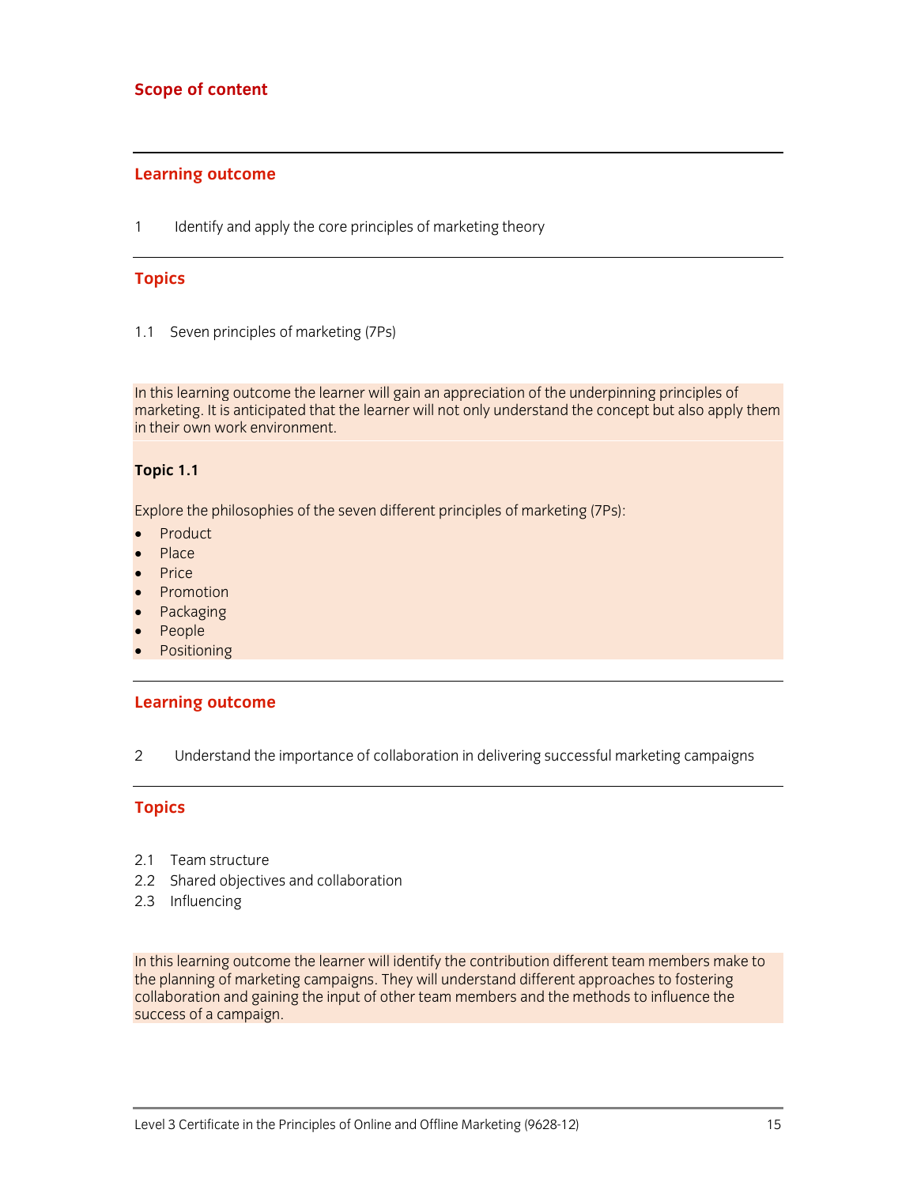## Scope of content

### Learning outcome

1 Identify and apply the core principles of marketing theory

### Topics

1.1 Seven principles of marketing (7Ps)

In this learning outcome the learner will gain an appreciation of the underpinning principles of marketing. It is anticipated that the learner will not only understand the concept but also apply them in their own work environment.

**Topic 1.1**

Explore the philosophies of the seven different principles of marketing (7Ps):

- Product
- Place
- Price
- Promotion
- Packaging
- People
- Positioning

### Learning outcome

2 Understand the importance of collaboration in delivering successful marketing campaigns

### Topics

2.1 Team structure
2.2 Shared objectives and collaboration
2.3 Influencing

In this learning outcome the learner will identify the contribution different team members make to the planning of marketing campaigns. They will understand different approaches to fostering collaboration and gaining the input of other team members and the methods to influence the success of a campaign.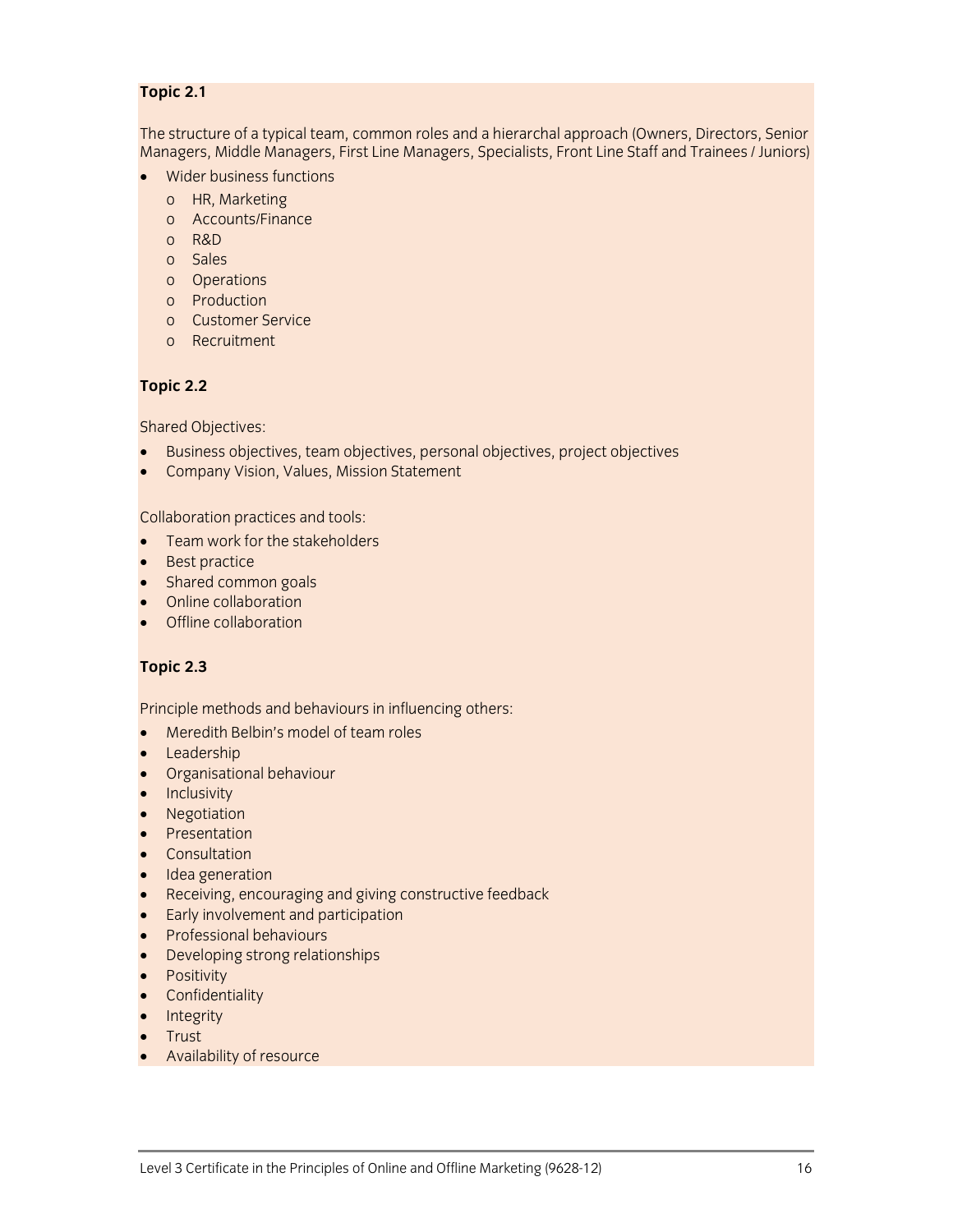**Topic 2.1**

The structure of a typical team, common roles and a hierarchal approach (Owners, Directors, Senior Managers, Middle Managers, First Line Managers, Specialists, Front Line Staff and Trainees / Juniors)

- Wider business functions
  - HR, Marketing
  - Accounts/Finance
  - R&D
  - Sales
  - Operations
  - Production
  - Customer Service
  - Recruitment

**Topic 2.2**

Shared Objectives:

- Business objectives, team objectives, personal objectives, project objectives
- Company Vision, Values, Mission Statement

Collaboration practices and tools:

- Team work for the stakeholders
- Best practice
- Shared common goals
- Online collaboration
- Offline collaboration

**Topic 2.3**

Principle methods and behaviours in influencing others:

- Meredith Belbin's model of team roles
- Leadership
- Organisational behaviour
- Inclusivity
- Negotiation
- Presentation
- Consultation
- Idea generation
- Receiving, encouraging and giving constructive feedback
- Early involvement and participation
- Professional behaviours
- Developing strong relationships
- Positivity
- Confidentiality
- Integrity
- Trust
- Availability of resource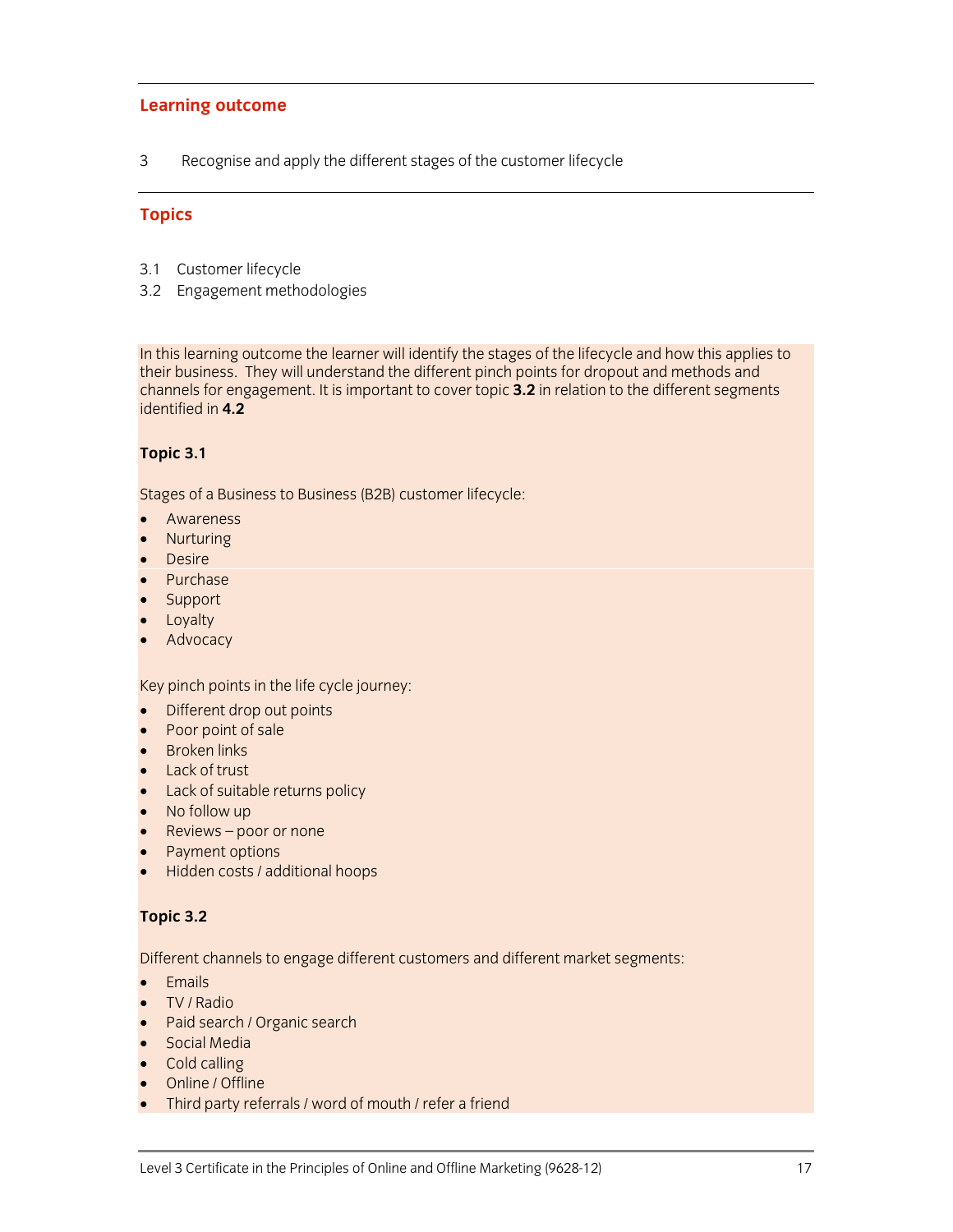## Learning outcome

3 Recognise and apply the different stages of the customer lifecycle

## Topics

3.1 Customer lifecycle
3.2 Engagement methodologies

In this learning outcome the learner will identify the stages of the lifecycle and how this applies to their business. They will understand the different pinch points for dropout and methods and channels for engagement. It is important to cover topic **3.2** in relation to the different segments identified in **4.2**

**Topic 3.1**

Stages of a Business to Business (B2B) customer lifecycle:

- Awareness
- Nurturing
- Desire
- Purchase
- Support
- Loyalty
- Advocacy

Key pinch points in the life cycle journey:

- Different drop out points
- Poor point of sale
- Broken links
- Lack of trust
- Lack of suitable returns policy
- No follow up
- Reviews – poor or none
- Payment options
- Hidden costs / additional hoops

**Topic 3.2**

Different channels to engage different customers and different market segments:

- Emails
- TV / Radio
- Paid search / Organic search
- Social Media
- Cold calling
- Online / Offline
- Third party referrals / word of mouth / refer a friend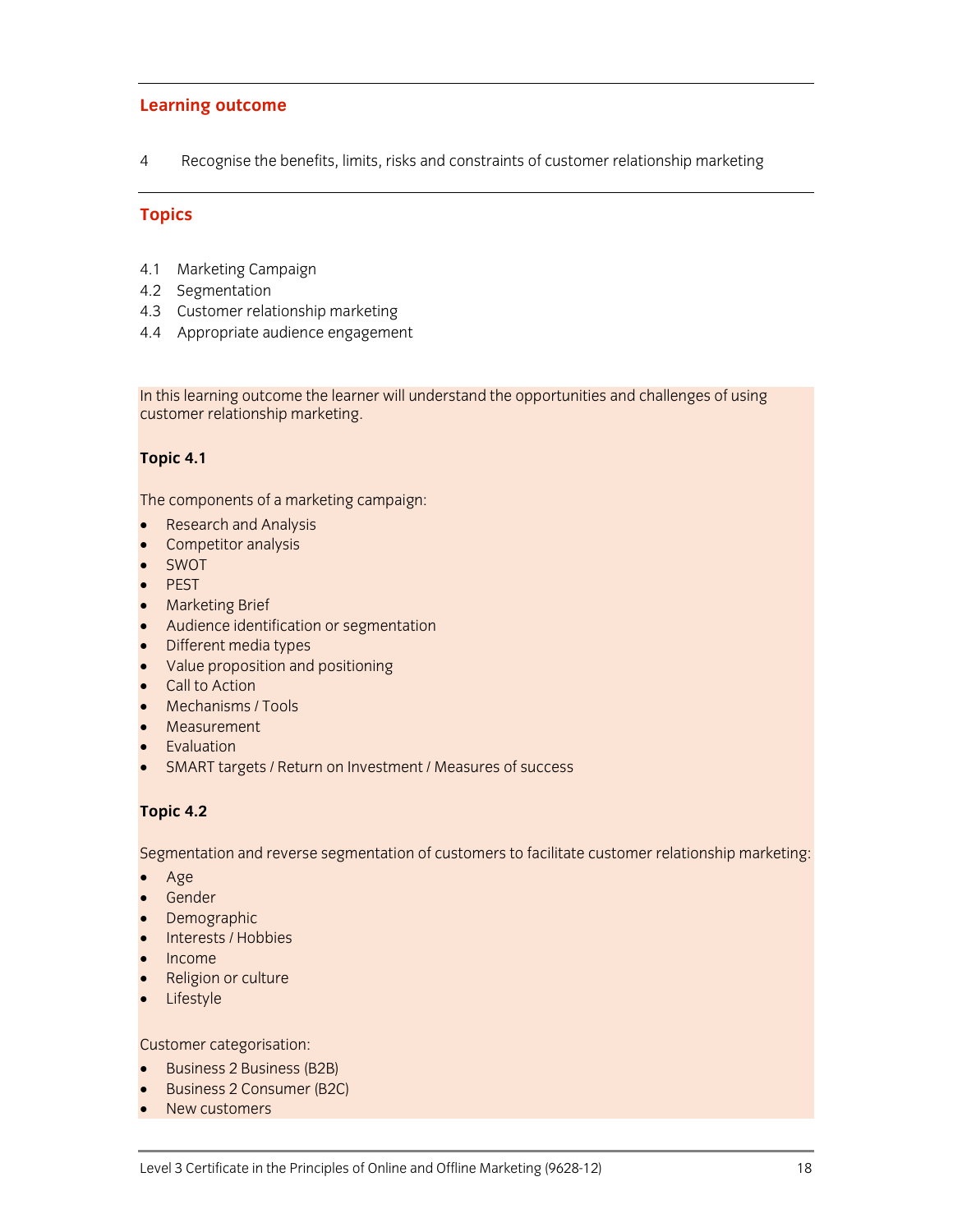## Learning outcome

4 Recognise the benefits, limits, risks and constraints of customer relationship marketing

## Topics

4.1 Marketing Campaign
4.2 Segmentation
4.3 Customer relationship marketing
4.4 Appropriate audience engagement

In this learning outcome the learner will understand the opportunities and challenges of using customer relationship marketing.

**Topic 4.1**

The components of a marketing campaign:

- Research and Analysis
- Competitor analysis
- SWOT
- PEST
- Marketing Brief
- Audience identification or segmentation
- Different media types
- Value proposition and positioning
- Call to Action
- Mechanisms / Tools
- Measurement
- Evaluation
- SMART targets / Return on Investment / Measures of success

**Topic 4.2**

Segmentation and reverse segmentation of customers to facilitate customer relationship marketing:

- Age
- Gender
- Demographic
- Interests / Hobbies
- Income
- Religion or culture
- Lifestyle

Customer categorisation:

- Business 2 Business (B2B)
- Business 2 Consumer (B2C)
- New customers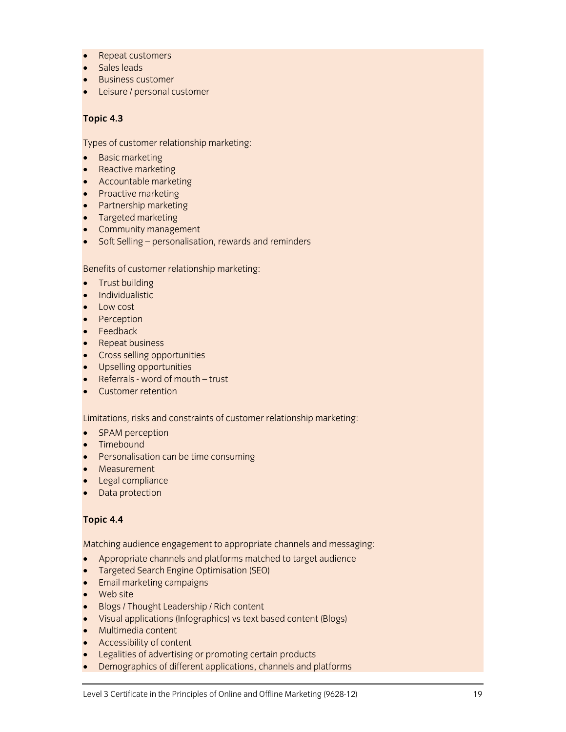- Repeat customers
- Sales leads
- Business customer
- Leisure / personal customer

**Topic 4.3**

Types of customer relationship marketing:

- Basic marketing
- Reactive marketing
- Accountable marketing
- Proactive marketing
- Partnership marketing
- Targeted marketing
- Community management
- Soft Selling – personalisation, rewards and reminders

Benefits of customer relationship marketing:

- Trust building
- Individualistic
- Low cost
- Perception
- Feedback
- Repeat business
- Cross selling opportunities
- Upselling opportunities
- Referrals - word of mouth – trust
- Customer retention

Limitations, risks and constraints of customer relationship marketing:

- SPAM perception
- Timebound
- Personalisation can be time consuming
- Measurement
- Legal compliance
- Data protection

**Topic 4.4**

Matching audience engagement to appropriate channels and messaging:

- Appropriate channels and platforms matched to target audience
- Targeted Search Engine Optimisation (SEO)
- Email marketing campaigns
- Web site
- Blogs / Thought Leadership / Rich content
- Visual applications (Infographics) vs text based content (Blogs)
- Multimedia content
- Accessibility of content
- Legalities of advertising or promoting certain products
- Demographics of different applications, channels and platforms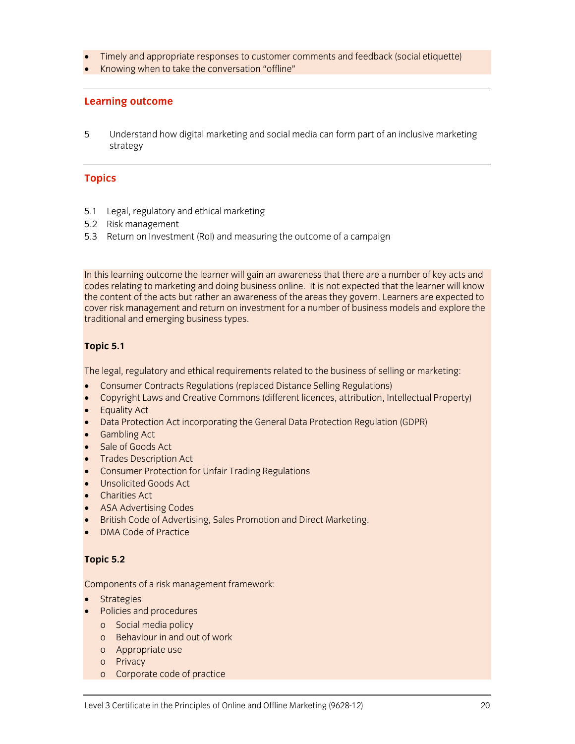- Timely and appropriate responses to customer comments and feedback (social etiquette)
- Knowing when to take the conversation "offline"

## Learning outcome

5 Understand how digital marketing and social media can form part of an inclusive marketing strategy

## Topics

5.1 Legal, regulatory and ethical marketing
5.2 Risk management
5.3 Return on Investment (RoI) and measuring the outcome of a campaign

In this learning outcome the learner will gain an awareness that there are a number of key acts and codes relating to marketing and doing business online. It is not expected that the learner will know the content of the acts but rather an awareness of the areas they govern. Learners are expected to cover risk management and return on investment for a number of business models and explore the traditional and emerging business types.

**Topic 5.1**

The legal, regulatory and ethical requirements related to the business of selling or marketing:

- Consumer Contracts Regulations (replaced Distance Selling Regulations)
- Copyright Laws and Creative Commons (different licences, attribution, Intellectual Property)
- Equality Act
- Data Protection Act incorporating the General Data Protection Regulation (GDPR)
- Gambling Act
- Sale of Goods Act
- Trades Description Act
- Consumer Protection for Unfair Trading Regulations
- Unsolicited Goods Act
- Charities Act
- ASA Advertising Codes
- British Code of Advertising, Sales Promotion and Direct Marketing.
- DMA Code of Practice

**Topic 5.2**

Components of a risk management framework:

- Strategies
- Policies and procedures
  - Social media policy
  - Behaviour in and out of work
  - Appropriate use
  - Privacy
  - Corporate code of practice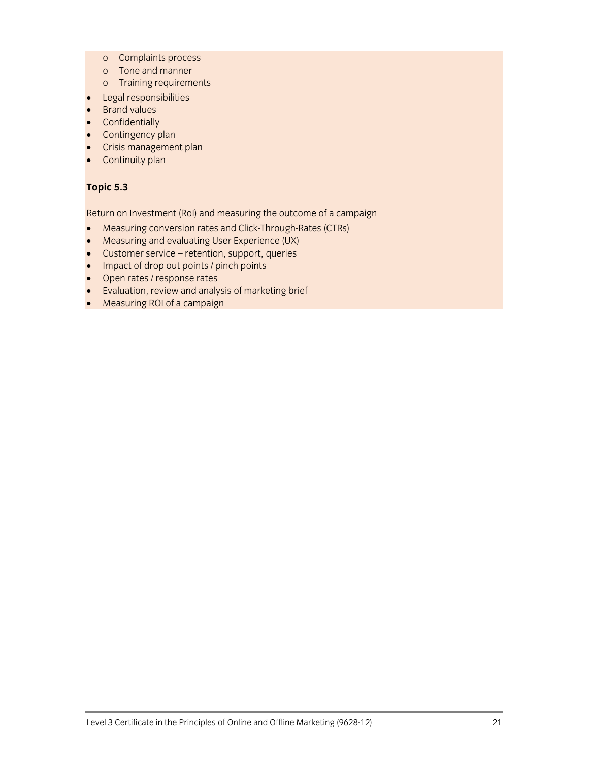- Complaints process
    - Tone and manner
    - Training requirements
- Legal responsibilities
- Brand values
- Confidentially
- Contingency plan
- Crisis management plan
- Continuity plan

**Topic 5.3**

Return on Investment (RoI) and measuring the outcome of a campaign

- Measuring conversion rates and Click-Through-Rates (CTRs)
- Measuring and evaluating User Experience (UX)
- Customer service – retention, support, queries
- Impact of drop out points / pinch points
- Open rates / response rates
- Evaluation, review and analysis of marketing brief
- Measuring ROI of a campaign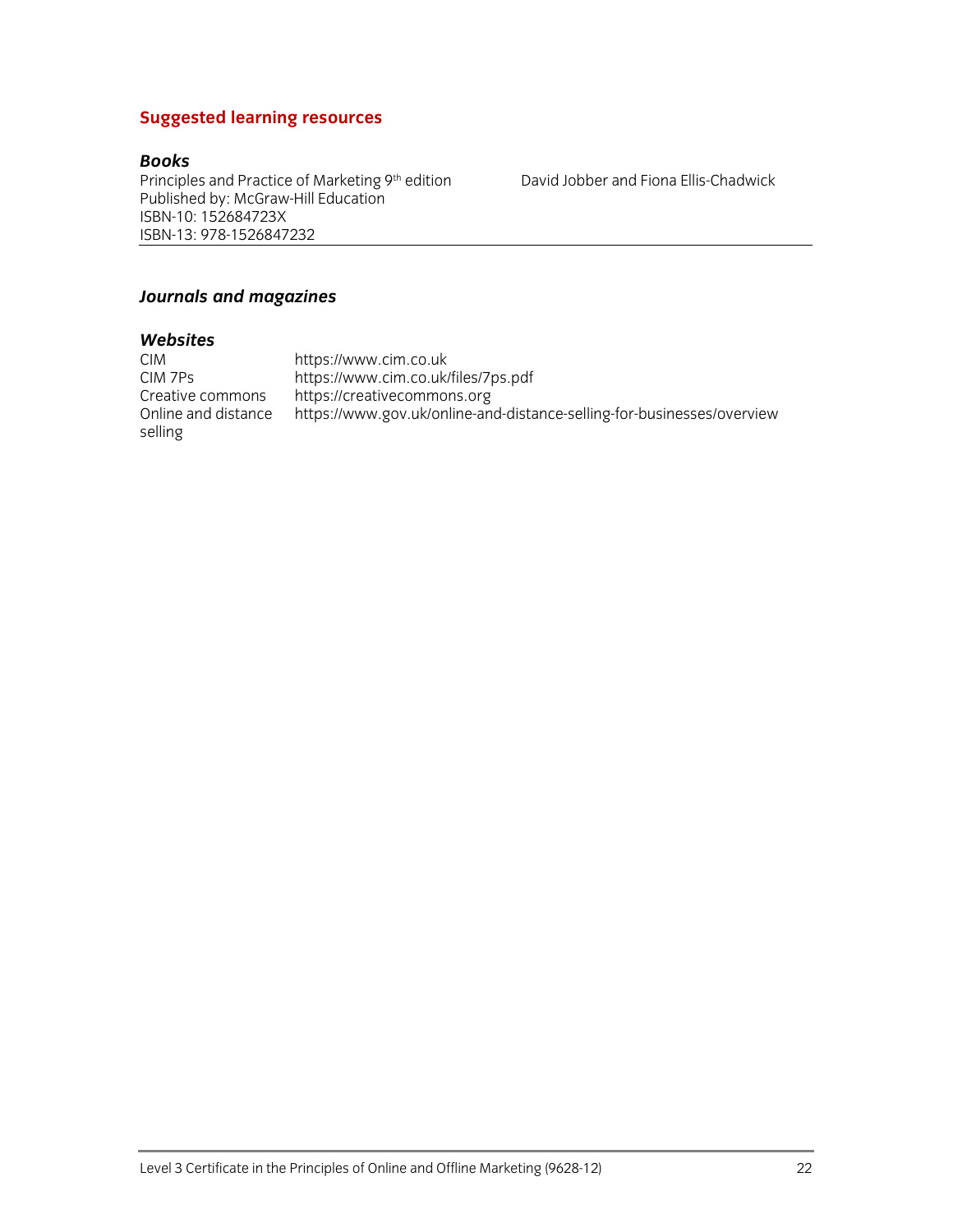## Suggested learning resources

### *Books*

| | |
|---|---|
| Principles and Practice of Marketing 9th edition<br>Published by: McGraw-Hill Education<br>ISBN-10: 152684723X<br>ISBN-13: 978-1526847232 | David Jobber and Fiona Ellis-Chadwick |

### *Journals and magazines*

### *Websites*

| | |
|---|---|
| CIM | https://www.cim.co.uk |
| CIM 7Ps | https://www.cim.co.uk/files/7ps.pdf |
| Creative commons | https://creativecommons.org |
| Online and distance selling | https://www.gov.uk/online-and-distance-selling-for-businesses/overview |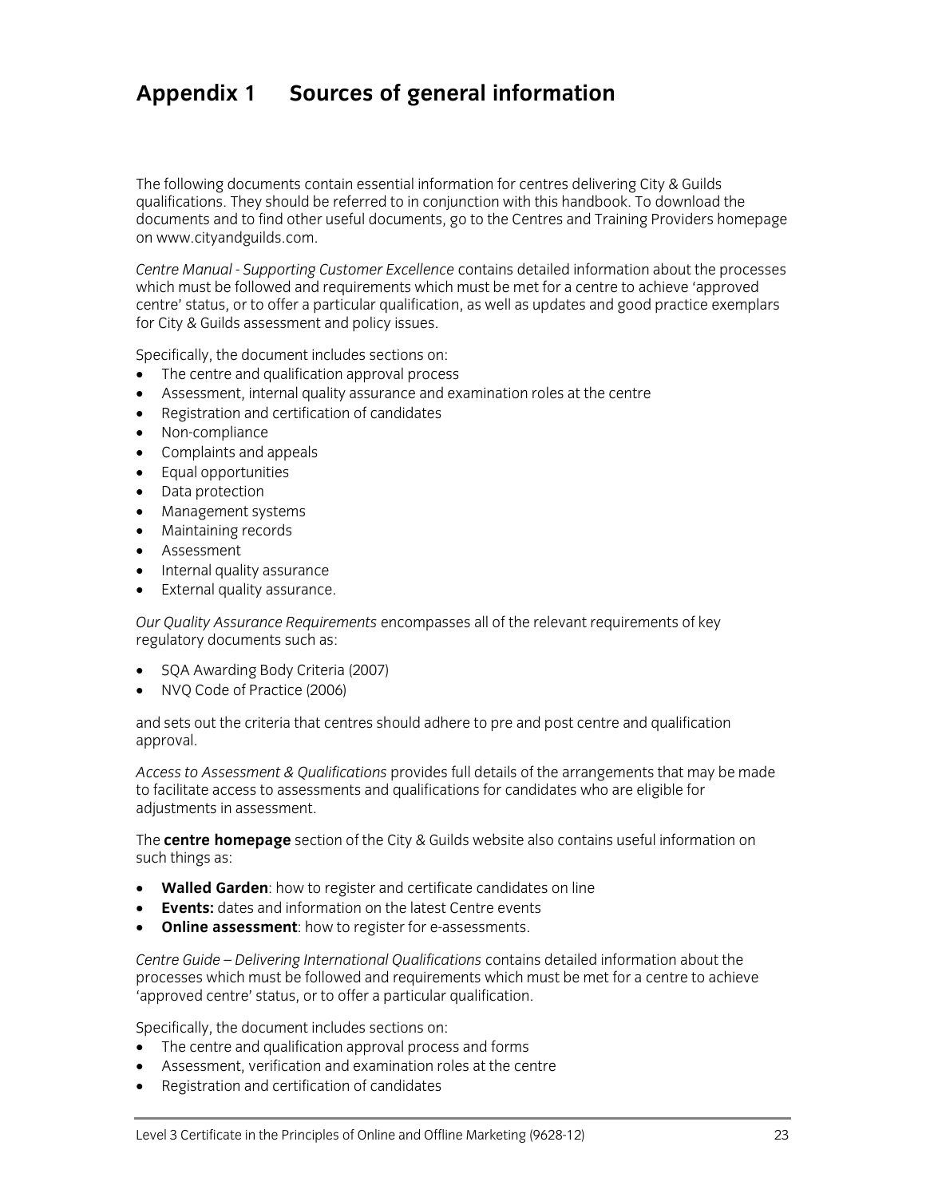# Appendix 1 Sources of general information

The following documents contain essential information for centres delivering City & Guilds qualifications. They should be referred to in conjunction with this handbook. To download the documents and to find other useful documents, go to the Centres and Training Providers homepage on www.cityandguilds.com.

*Centre Manual - Supporting Customer Excellence* contains detailed information about the processes which must be followed and requirements which must be met for a centre to achieve 'approved centre' status, or to offer a particular qualification, as well as updates and good practice exemplars for City & Guilds assessment and policy issues.

Specifically, the document includes sections on:

- The centre and qualification approval process
- Assessment, internal quality assurance and examination roles at the centre
- Registration and certification of candidates
- Non-compliance
- Complaints and appeals
- Equal opportunities
- Data protection
- Management systems
- Maintaining records
- Assessment
- Internal quality assurance
- External quality assurance.

*Our Quality Assurance Requirements* encompasses all of the relevant requirements of key regulatory documents such as:

- SQA Awarding Body Criteria (2007)
- NVQ Code of Practice (2006)

and sets out the criteria that centres should adhere to pre and post centre and qualification approval.

*Access to Assessment & Qualifications* provides full details of the arrangements that may be made to facilitate access to assessments and qualifications for candidates who are eligible for adjustments in assessment.

The **centre homepage** section of the City & Guilds website also contains useful information on such things as:

- **Walled Garden**: how to register and certificate candidates on line
- **Events:** dates and information on the latest Centre events
- **Online assessment**: how to register for e-assessments.

*Centre Guide – Delivering International Qualifications* contains detailed information about the processes which must be followed and requirements which must be met for a centre to achieve 'approved centre' status, or to offer a particular qualification.

Specifically, the document includes sections on:

- The centre and qualification approval process and forms
- Assessment, verification and examination roles at the centre
- Registration and certification of candidates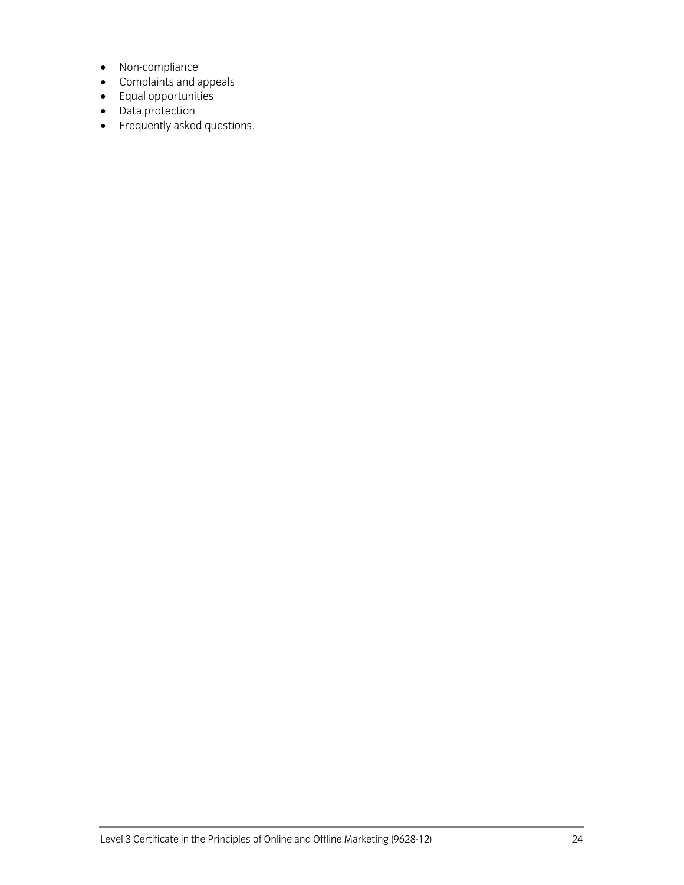- Non-compliance
- Complaints and appeals
- Equal opportunities
- Data protection
- Frequently asked questions.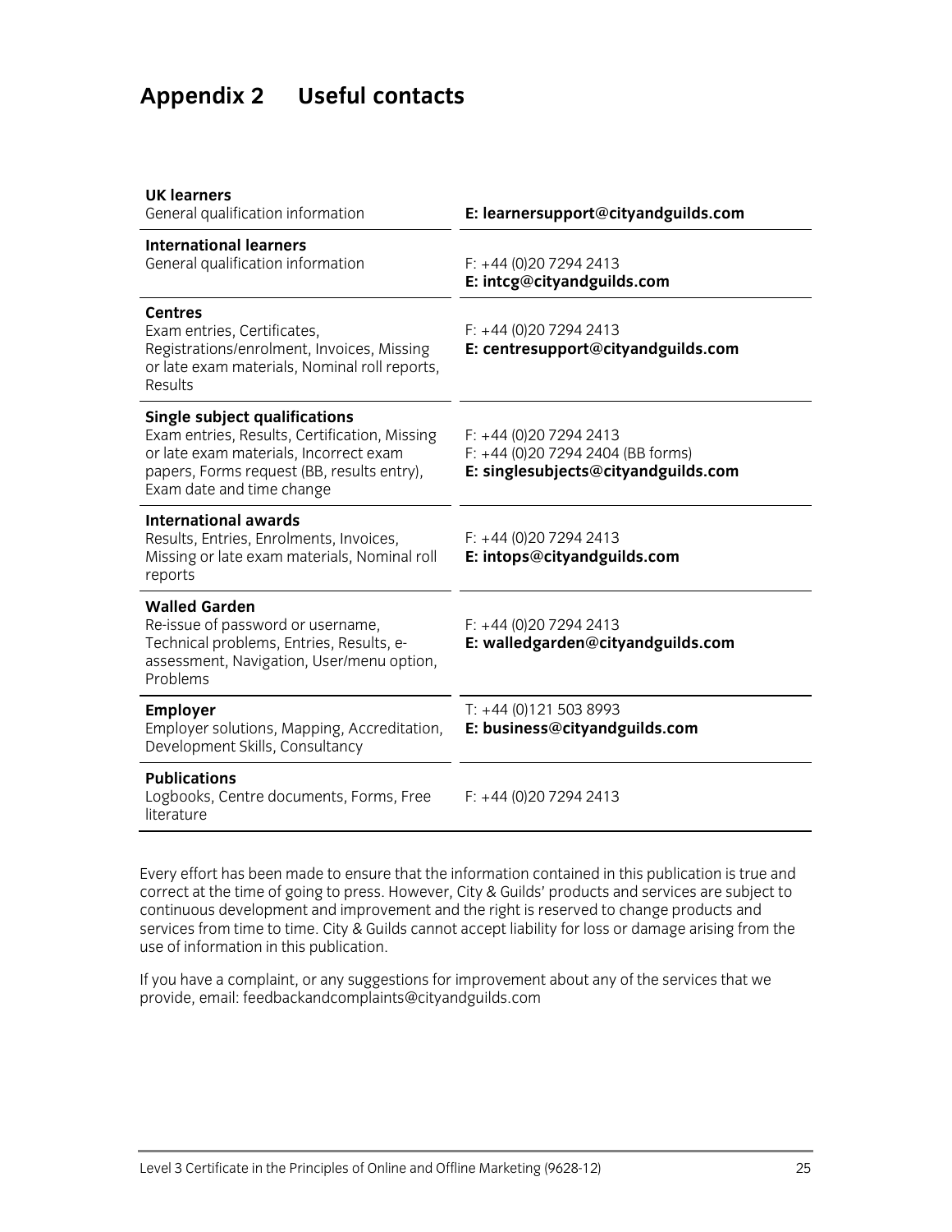# Appendix 2 Useful contacts

| | |
|---|---|
| **UK learners**<br>General qualification information | **E: learnersupport@cityandguilds.com** |
| **International learners**<br>General qualification information | F: +44 (0)20 7294 2413<br>**E: intcg@cityandguilds.com** |
| **Centres**<br>Exam entries, Certificates, Registrations/enrolment, Invoices, Missing or late exam materials, Nominal roll reports, Results | F: +44 (0)20 7294 2413<br>**E: centresupport@cityandguilds.com** |
| **Single subject qualifications**<br>Exam entries, Results, Certification, Missing or late exam materials, Incorrect exam papers, Forms request (BB, results entry), Exam date and time change | F: +44 (0)20 7294 2413<br>F: +44 (0)20 7294 2404 (BB forms)<br>**E: singlesubjects@cityandguilds.com** |
| **International awards**<br>Results, Entries, Enrolments, Invoices, Missing or late exam materials, Nominal roll reports | F: +44 (0)20 7294 2413<br>**E: intops@cityandguilds.com** |
| **Walled Garden**<br>Re-issue of password or username, Technical problems, Entries, Results, e-assessment, Navigation, User/menu option, Problems | F: +44 (0)20 7294 2413<br>**E: walledgarden@cityandguilds.com** |
| **Employer**<br>Employer solutions, Mapping, Accreditation, Development Skills, Consultancy | T: +44 (0)121 503 8993<br>**E: business@cityandguilds.com** |
| **Publications**<br>Logbooks, Centre documents, Forms, Free literature | F: +44 (0)20 7294 2413 |

Every effort has been made to ensure that the information contained in this publication is true and correct at the time of going to press. However, City & Guilds' products and services are subject to continuous development and improvement and the right is reserved to change products and services from time to time. City & Guilds cannot accept liability for loss or damage arising from the use of information in this publication.

If you have a complaint, or any suggestions for improvement about any of the services that we provide, email: feedbackandcomplaints@cityandguilds.com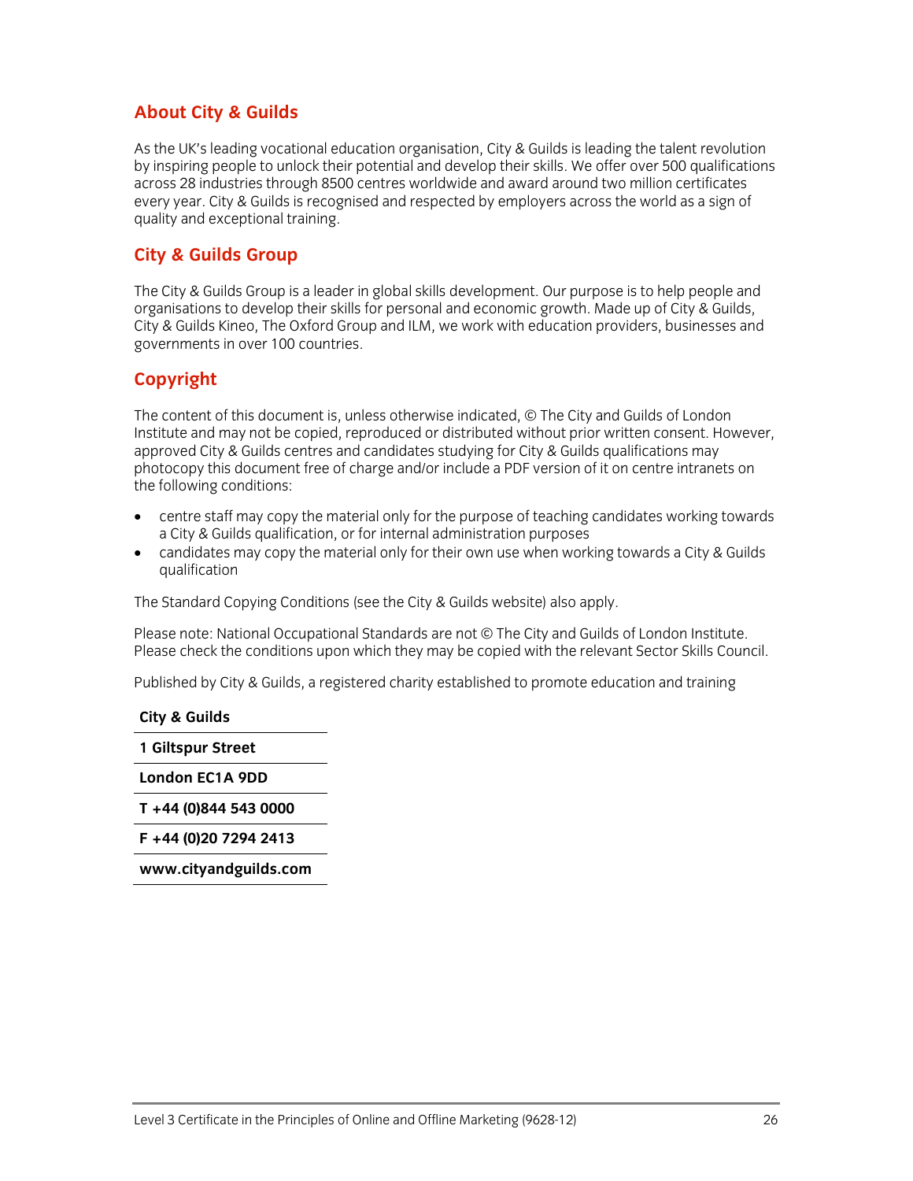## About City & Guilds

As the UK's leading vocational education organisation, City & Guilds is leading the talent revolution by inspiring people to unlock their potential and develop their skills. We offer over 500 qualifications across 28 industries through 8500 centres worldwide and award around two million certificates every year. City & Guilds is recognised and respected by employers across the world as a sign of quality and exceptional training.

## City & Guilds Group

The City & Guilds Group is a leader in global skills development. Our purpose is to help people and organisations to develop their skills for personal and economic growth. Made up of City & Guilds, City & Guilds Kineo, The Oxford Group and ILM, we work with education providers, businesses and governments in over 100 countries.

## Copyright

The content of this document is, unless otherwise indicated, © The City and Guilds of London Institute and may not be copied, reproduced or distributed without prior written consent. However, approved City & Guilds centres and candidates studying for City & Guilds qualifications may photocopy this document free of charge and/or include a PDF version of it on centre intranets on the following conditions:

- centre staff may copy the material only for the purpose of teaching candidates working towards a City & Guilds qualification, or for internal administration purposes
- candidates may copy the material only for their own use when working towards a City & Guilds qualification

The Standard Copying Conditions (see the City & Guilds website) also apply.

Please note: National Occupational Standards are not © The City and Guilds of London Institute. Please check the conditions upon which they may be copied with the relevant Sector Skills Council.

Published by City & Guilds, a registered charity established to promote education and training

**City & Guilds**
**1 Giltspur Street**
**London EC1A 9DD**
**T +44 (0)844 543 0000**
**F +44 (0)20 7294 2413**
**www.cityandguilds.com**